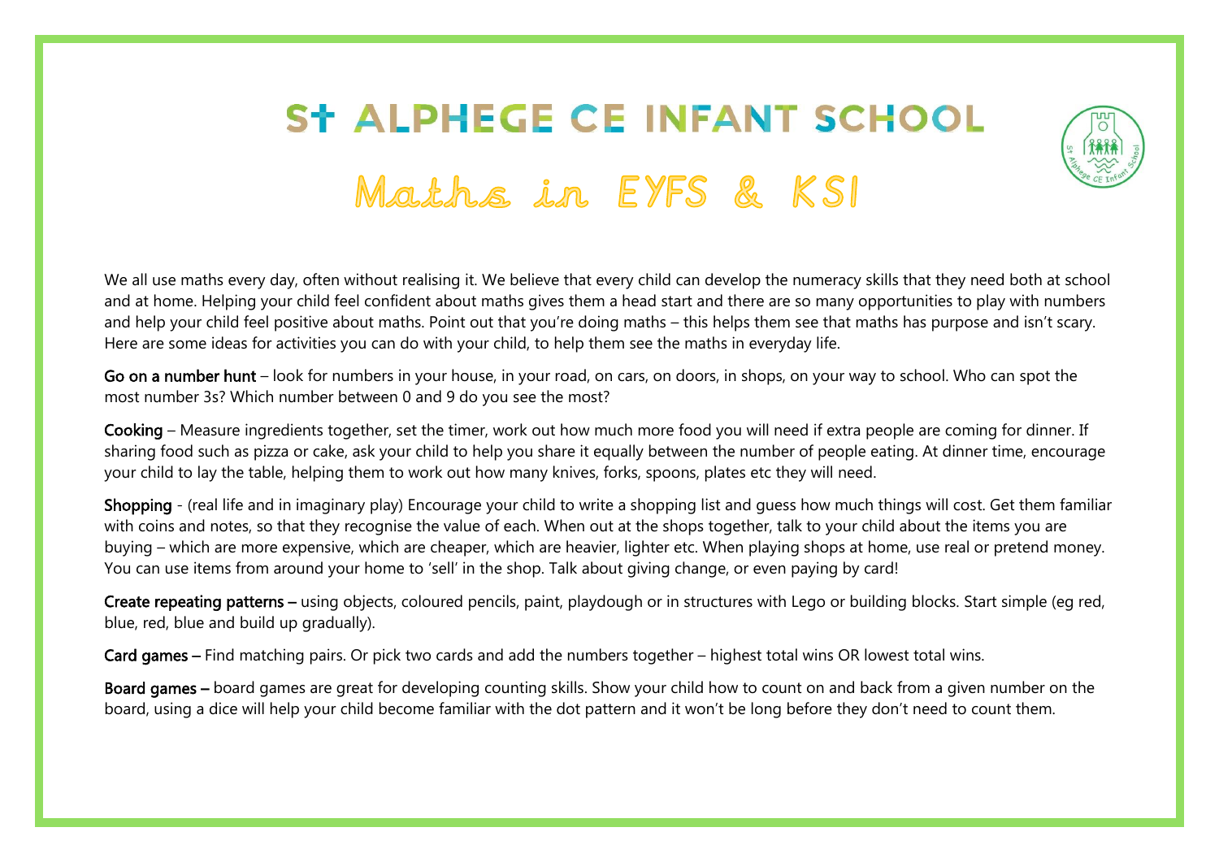# St ALPHEGE CE INFANT SCHOOL

## Maths in EYFS & KS1

We all use maths every day, often without realising it. We believe that every child can develop the numeracy skills that they need both at school and at home. Helping your child feel confident about maths gives them a head start and there are so many opportunities to play with numbers and help your child feel positive about maths. Point out that you're doing maths – this helps them see that maths has purpose and isn't scary. Here are some ideas for activities you can do with your child, to help them see the maths in everyday life.

**Go on a number hunt** – look for numbers in your house, in your road, on cars, on doors, in shops, on your way to school. Who can spot the most number 3s? Which number between 0 and 9 do you see the most?

**Cooking** – Measure ingredients together, set the timer, work out how much more food you will need if extra people are coming for dinner. If sharing food such as pizza or cake, ask your child to help you share it equally between the number of people eating. At dinner time, encourage your child to lay the table, helping them to work out how many knives, forks, spoons, plates etc they will need.

**Shopping** - (real life and in imaginary play) Encourage your child to write a shopping list and guess how much things will cost. Get them familiar with coins and notes, so that they recognise the value of each. When out at the shops together, talk to your child about the items you are buying – which are more expensive, which are cheaper, which are heavier, lighter etc. When playing shops at home, use real or pretend money. You can use items from around your home to 'sell' in the shop. Talk about giving change, or even paying by card!

**Create repeating patterns –** using objects, coloured pencils, paint, playdough or in structures with Lego or building blocks. Start simple (eg red, blue, red, blue and build up gradually).

**Card games –** Find matching pairs. Or pick two cards and add the numbers together – highest total wins OR lowest total wins.

**Board games –** board games are great for developing counting skills. Show your child how to count on and back from a given number on the board, using a dice will help your child become familiar with the dot pattern and it won't be long before they don't need to count them.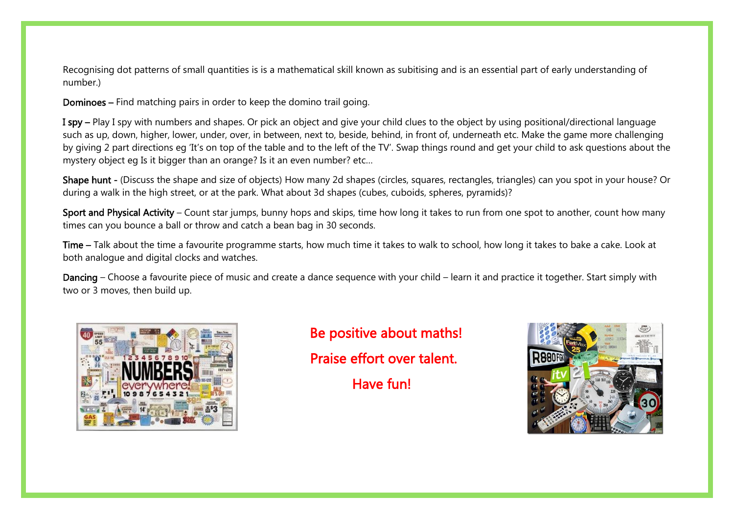Recognising dot patterns of small quantities is is a mathematical skill known as subitising and is an essential part of early understanding of number.)

**Dominoes –** Find matching pairs in order to keep the domino trail going.

**I spy –** Play I spy with numbers and shapes. Or pick an object and give your child clues to the object by using positional/directional language such as up, down, higher, lower, under, over, in between, next to, beside, behind, in front of, underneath etc. Make the game more challenging by giving 2 part directions eg 'It's on top of the table and to the left of the TV'. Swap things round and get your child to ask questions about the mystery object eg Is it bigger than an orange? Is it an even number? etc…

**Shape hunt -** (Discuss the shape and size of objects) How many 2d shapes (circles, squares, rectangles, triangles) can you spot in your house? Or during a walk in the high street, or at the park. What about 3d shapes (cubes, cuboids, spheres, pyramids)?

**Sport and Physical Activity** – Count star jumps, bunny hops and skips, time how long it takes to run from one spot to another, count how many times can you bounce a ball or throw and catch a bean bag in 30 seconds.

**Time –** Talk about the time a favourite programme starts, how much time it takes to walk to school, how long it takes to bake a cake. Look at both analogue and digital clocks and watches.

**Dancing** – Choose a favourite piece of music and create a dance sequence with your child – learn it and practice it together. Start simply with two or 3 moves, then build up.

Be positive about maths!

Praise effort over talent.

Have fun!